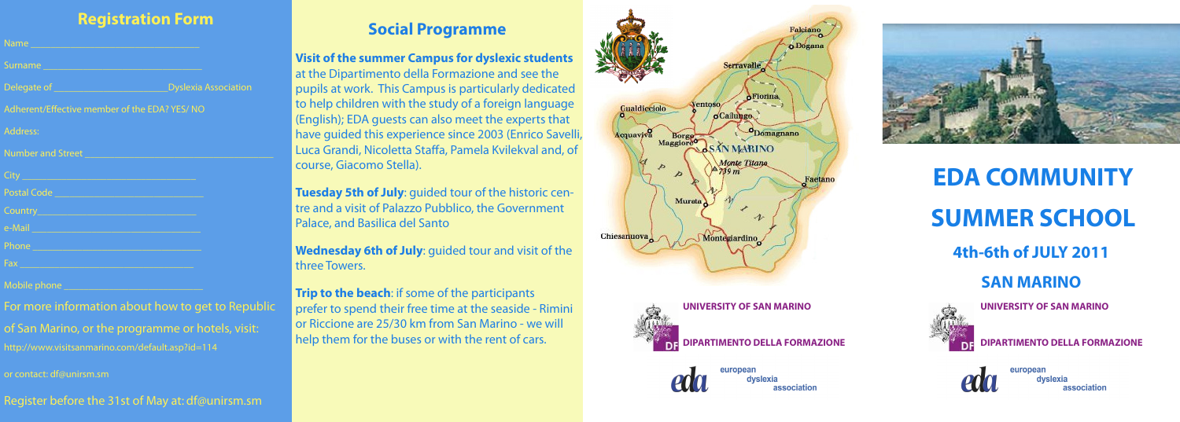## Registration Form

Name ______________________________

Surname ______________________________

Delegate of ______________________ Dyslexia Association

Adherent/Effective member of the EDA? YES/ NO

Address:

Number and Street ______________________________

City ______________________________

Postal Code ______________________________

Country ______________________________

e-Mail ______________________________

Phone ______________________________

Fax ______________________________

Mobile phone ______________________________

For more information about how to get to Republic of San Marino, or the programme or hotels, visit:

http://www.visitsanmarino.com/default.asp?id=114

or contact: df@unirsm.sm

Register before the 31st of May at: df@unirsm.sm

## Social Programme

**Visit of the summer Campus for dyslexic students** at the Dipartimento della Formazione and see the pupils at work. This Campus is particularly dedicated to help children with the study of a foreign language (English); EDA guests can also meet the experts that have guided this experience since 2003 (Enrico Savelli, Luca Grandi, Nicoletta Staffa, Pamela Kvilekval and, of course, Giacomo Stella).

**Tuesday 5th of July**: guided tour of the historic centre and a visit of Palazzo Pubblico, the Government Palace, and Basilica del Santo

**Wednesday 6th of July**: guided tour and visit of the three Towers.

**Trip to the beach**: if some of the participants prefer to spend their free time at the seaside - Rimini or Riccione are 25/30 km from San Marino - we will help them for the buses or with the rent of cars.

Falciano, Dogana, Serravalle, Fiorina, Gualdicciolo, Ventoso, Cailungo, Acquaviva, Borgo Maggiore, Domagnano, SAN MARINO, Monte Titano 739 m, Faetano, Murata, Chiesanuova, Montegiardino

UNIVERSITY OF SAN MARINO

DIPARTIMENTO DELLA FORMAZIONE

european dyslexia association

# EDA COMMUNITY SUMMER SCHOOL

### 4th-6th of JULY 2011

### SAN MARINO

UNIVERSITY OF SAN MARINO

DIPARTIMENTO DELLA FORMAZIONE

european dyslexia association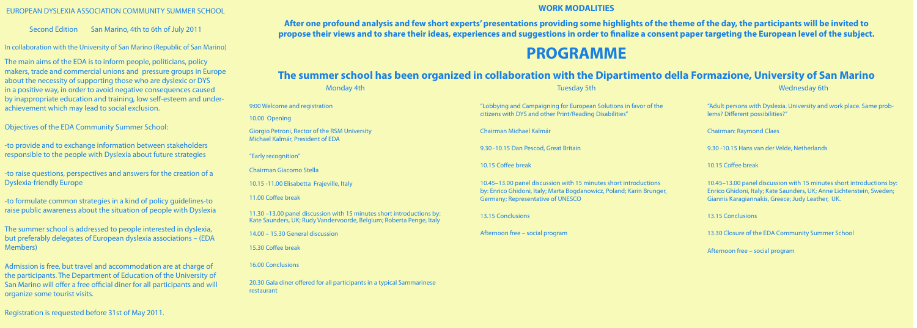EUROPEAN DYSLEXIA ASSOCIATION COMMUNITY SUMMER SCHOOL

Second Edition San Marino, 4th to 6th of July 2011

In collaboration with the University of San Marino (Republic of San Marino)

The main aims of the EDA is to inform people, politicians, policy makers, trade and commercial unions and pressure groups in Europe about the necessity of supporting those who are dyslexic or DYS in a positive way, in order to avoid negative consequences caused by inappropriate education and training, low self-esteem and under-achievement which may lead to social exclusion.

Objectives of the EDA Community Summer School:

-to provide and to exchange information between stakeholders responsible to the people with Dyslexia about future strategies

-to raise questions, perspectives and answers for the creation of a Dyslexia-friendly Europe

-to formulate common strategies in a kind of policy guidelines-to raise public awareness about the situation of people with Dyslexia

The summer school is addressed to people interested in dyslexia, but preferably delegates of European dyslexia associations – (EDA Members)

Admission is free, but travel and accommodation are at charge of the participants. The Department of Education of the University of San Marino will offer a free official diner for all participants and will organize some tourist visits.

Registration is requested before 31st of May 2011.

## WORK MODALITIES

**After one profound analysis and few short experts' presentations providing some highlights of the theme of the day, the participants will be invited to propose their views and to share their ideas, experiences and suggestions in order to finalize a consent paper targeting the European level of the subject.**

# PROGRAMME

## The summer school has been organized in collaboration with the Dipartimento della Formazione, University of San Marino

### Monday 4th

9:00 Welcome and registration

10.00 Opening

Giorgio Petroni, Rector of the RSM University
Michael Kalmár, President of EDA

"Early recognition"

Chairman Giacomo Stella

10.15 -11.00 Elisabetta Frajeville, Italy

11.00 Coffee break

11.30 –13.00 panel discussion with 15 minutes short introductions by: Kate Saunders, UK; Rudy Vandervoorde, Belgium; Roberta Penge, Italy

14.00 – 15.30 General discussion

15.30 Coffee break

16.00 Conclusions

20.30 Gala diner offered for all participants in a typical Sammarinese restaurant

### Tuesday 5th

"Lobbying and Campaigning for European Solutions in favor of the citizens with DYS and other Print/Reading Disabilities"

Chairman Michael Kalmár

9.30 -10.15 Dan Pescod, Great Britain

10.15 Coffee break

10.45–13.00 panel discussion with 15 minutes short introductions by: Enrico Ghidoni, Italy; Marta Bogdanowicz, Poland; Karin Brunger, Germany; Representative of UNESCO

13.15 Conclusions

Afternoon free – social program

### Wednesday 6th

"Adult persons with Dyslexia. University and work place. Same problems? Different possibilities?"

Chairman: Raymond Claes

9.30 -10.15 Hans van der Velde, Netherlands

10.15 Coffee break

10.45–13.00 panel discussion with 15 minutes short introductions by: Enrico Ghidoni, Italy; Kate Saunders, UK; Anne Lichtenstein, Sweden; Giannis Karagiannakis, Greece; Judy Leather, UK.

13.15 Conclusions

13.30 Closure of the EDA Community Summer School

Afternoon free – social program